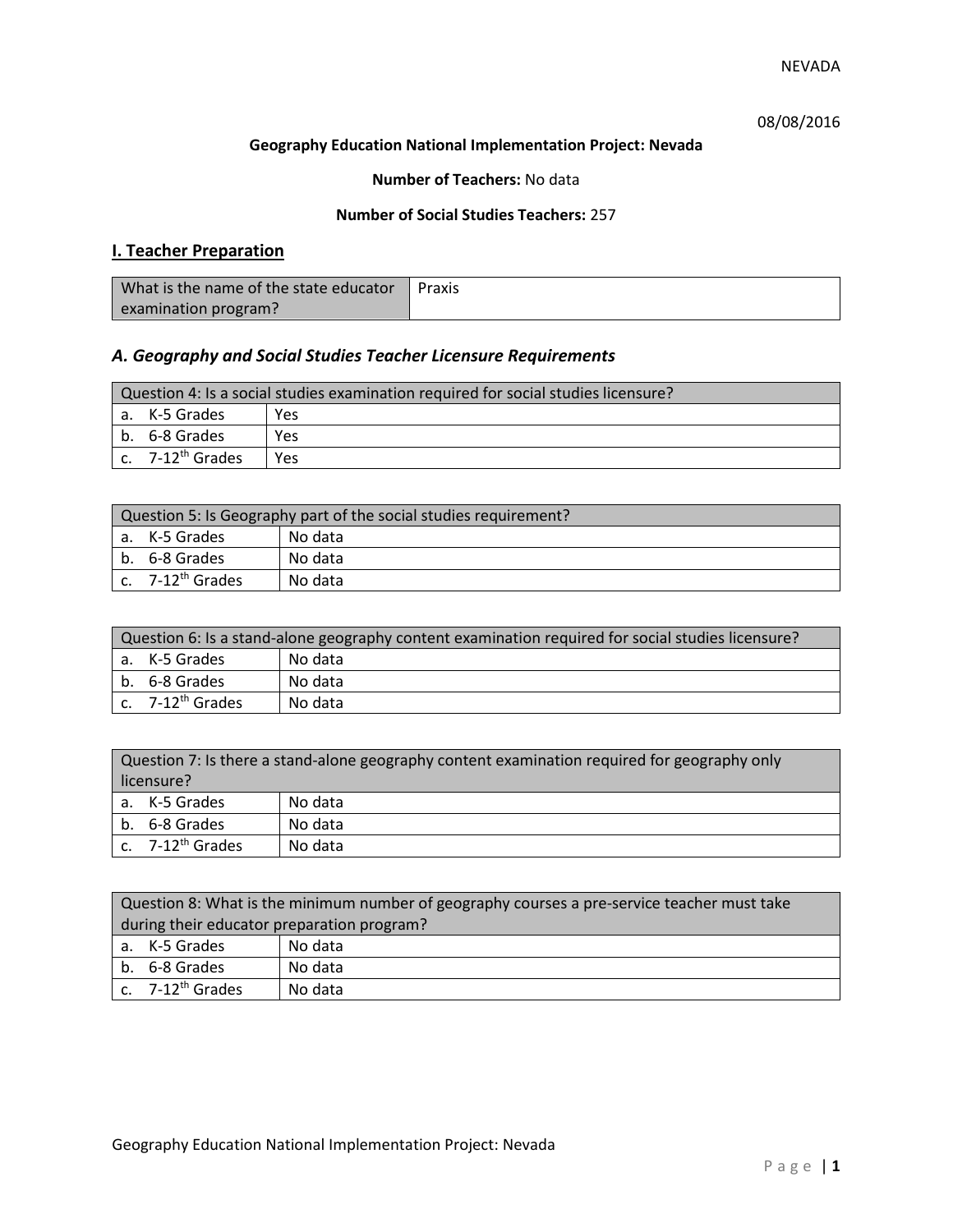NEVADA

08/08/2016

**Geography Education National Implementation Project: Nevada**

**Number of Teachers:** No data

**Number of Social Studies Teachers:** 257

## I. Teacher Preparation

| What is the name of the state educator examination program? | Praxis |
|---|---|

### *A. Geography and Social Studies Teacher Licensure Requirements*

| Question 4: Is a social studies examination required for social studies licensure? | |
|---|---|
| a. K-5 Grades | Yes |
| b. 6-8 Grades | Yes |
| c. 7-12th Grades | Yes |

| Question 5: Is Geography part of the social studies requirement? | |
|---|---|
| a. K-5 Grades | No data |
| b. 6-8 Grades | No data |
| c. 7-12th Grades | No data |

| Question 6: Is a stand-alone geography content examination required for social studies licensure? | |
|---|---|
| a. K-5 Grades | No data |
| b. 6-8 Grades | No data |
| c. 7-12th Grades | No data |

| Question 7: Is there a stand-alone geography content examination required for geography only licensure? | |
|---|---|
| a. K-5 Grades | No data |
| b. 6-8 Grades | No data |
| c. 7-12th Grades | No data |

| Question 8: What is the minimum number of geography courses a pre-service teacher must take during their educator preparation program? | |
|---|---|
| a. K-5 Grades | No data |
| b. 6-8 Grades | No data |
| c. 7-12th Grades | No data |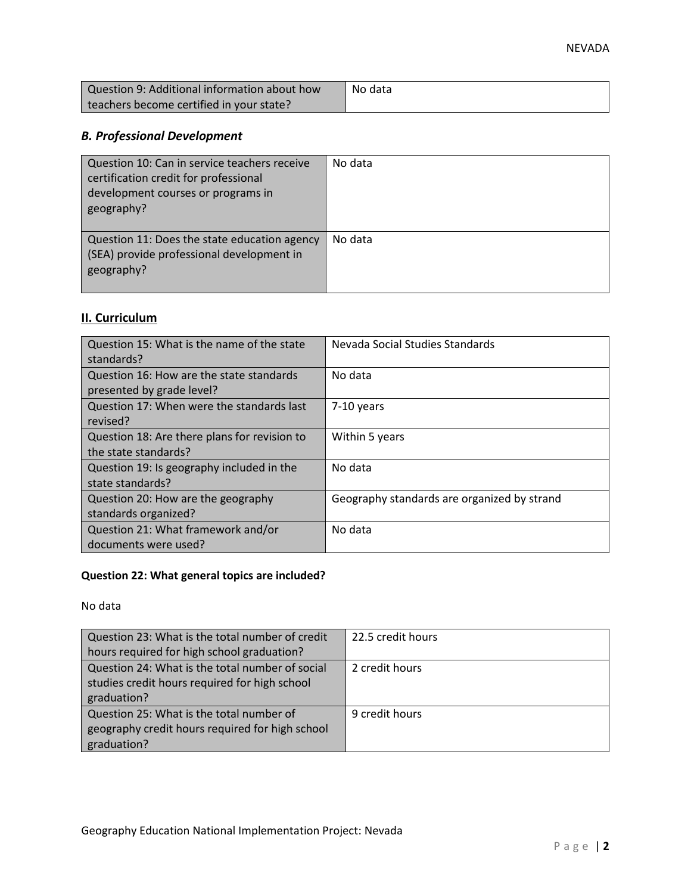| Question 9: Additional information about how teachers become certified in your state? | No data |
|---|---|

### *B. Professional Development*

| Question 10: Can in service teachers receive certification credit for professional development courses or programs in geography? | No data |
|---|---|
| Question 11: Does the state education agency (SEA) provide professional development in geography? | No data |

## II. Curriculum

| Question 15: What is the name of the state standards? | Nevada Social Studies Standards |
|---|---|
| Question 16: How are the state standards presented by grade level? | No data |
| Question 17: When were the standards last revised? | 7-10 years |
| Question 18: Are there plans for revision to the state standards? | Within 5 years |
| Question 19: Is geography included in the state standards? | No data |
| Question 20: How are the geography standards organized? | Geography standards are organized by strand |
| Question 21: What framework and/or documents were used? | No data |

**Question 22: What general topics are included?**

No data

| Question 23: What is the total number of credit hours required for high school graduation? | 22.5 credit hours |
|---|---|
| Question 24: What is the total number of social studies credit hours required for high school graduation? | 2 credit hours |
| Question 25: What is the total number of geography credit hours required for high school graduation? | 9 credit hours |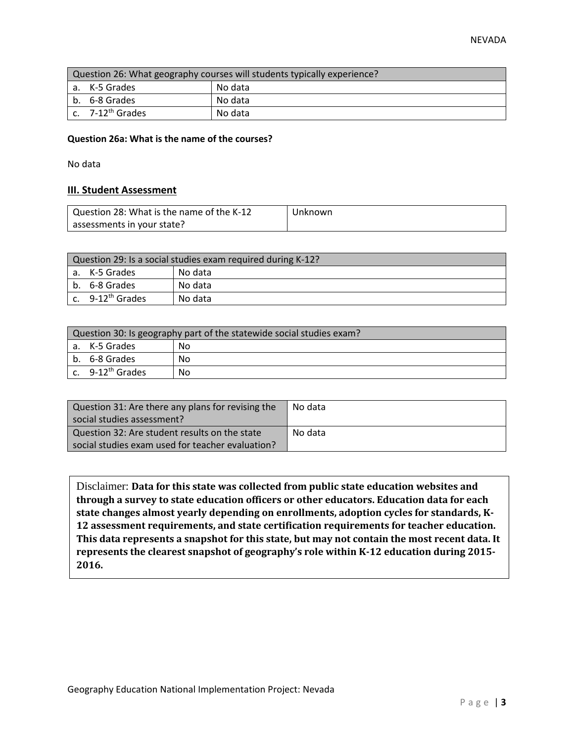| Question 26: What geography courses will students typically experience? | |
|---|---|
| a. K-5 Grades | No data |
| b. 6-8 Grades | No data |
| c. 7-12th Grades | No data |

**Question 26a: What is the name of the courses?**

No data

## III. Student Assessment

| | |
|---|---|
| Question 28: What is the name of the K-12 assessments in your state? | Unknown |

| Question 29: Is a social studies exam required during K-12? | |
|---|---|
| a. K-5 Grades | No data |
| b. 6-8 Grades | No data |
| c. 9-12th Grades | No data |

| Question 30: Is geography part of the statewide social studies exam? | |
|---|---|
| a. K-5 Grades | No |
| b. 6-8 Grades | No |
| c. 9-12th Grades | No |

| | |
|---|---|
| Question 31: Are there any plans for revising the social studies assessment? | No data |
| Question 32: Are student results on the state social studies exam used for teacher evaluation? | No data |

Disclaimer: **Data for this state was collected from public state education websites and through a survey to state education officers or other educators. Education data for each state changes almost yearly depending on enrollments, adoption cycles for standards, K-12 assessment requirements, and state certification requirements for teacher education. This data represents a snapshot for this state, but may not contain the most recent data. It represents the clearest snapshot of geography's role within K-12 education during 2015-2016.**